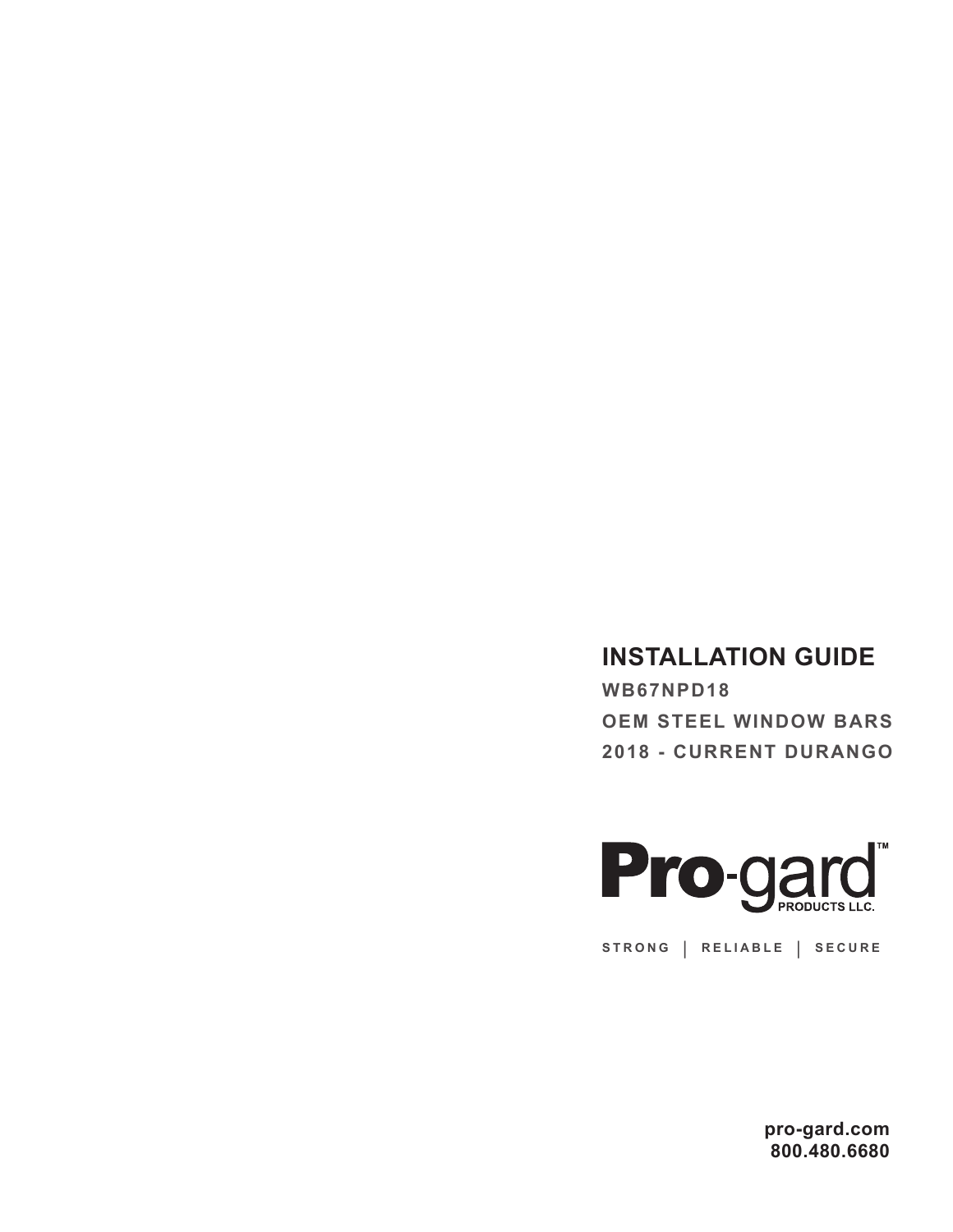# INSTALLATION GUIDE

**WB67NPD18**

**OEM STEEL WINDOW BARS**

**2018 - CURRENT DURANGO**

Pro-gard™ PRODUCTS LLC.

STRONG | RELIABLE | SECURE

**pro-gard.com**
**800.480.6680**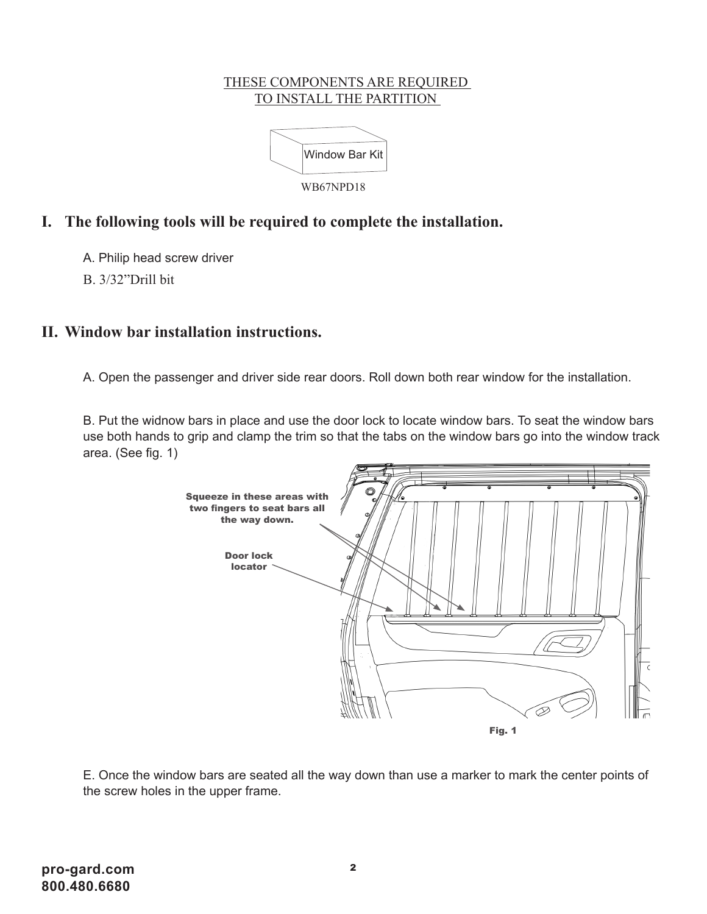THESE COMPONENTS ARE REQUIRED
TO INSTALL THE PARTITION

Window Bar Kit

WB67NPD18

## I. The following tools will be required to complete the installation.

A. Philip head screw driver

B. 3/32”Drill bit

## II. Window bar installation instructions.

A. Open the passenger and driver side rear doors. Roll down both rear window for the installation.

B. Put the widnow bars in place and use the door lock to locate window bars. To seat the window bars use both hands to grip and clamp the trim so that the tabs on the window bars go into the window track area. (See fig. 1)

Squeeze in these areas with two fingers to seat bars all the way down.

Door lock locator

Fig. 1

E. Once the window bars are seated all the way down than use a marker to mark the center points of the screw holes in the upper frame.

**pro-gard.com**
**800.480.6680**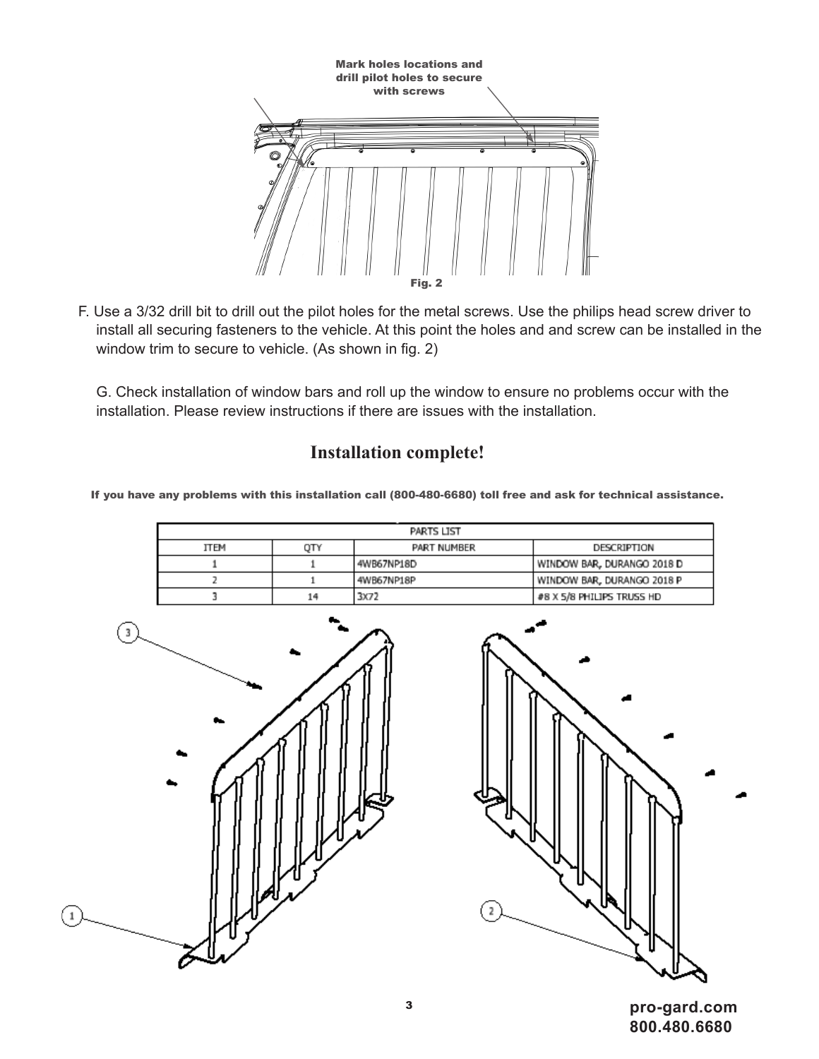Mark holes locations and drill pilot holes to secure with screws

Fig. 2

F. Use a 3/32 drill bit to drill out the pilot holes for the metal screws. Use the philips head screw driver to install all securing fasteners to the vehicle. At this point the holes and and screw can be installed in the window trim to secure to vehicle. (As shown in fig. 2)

G. Check installation of window bars and roll up the window to ensure no problems occur with the installation. Please review instructions if there are issues with the installation.

## Installation complete!

**If you have any problems with this installation call (800-480-6680) toll free and ask for technical assistance.**

| PARTS LIST | | | |
|---|---|---|---|
| ITEM | QTY | PART NUMBER | DESCRIPTION |
| 1 | 1 | 4WB67NP18D | WINDOW BAR, DURANGO 2018 D |
| 2 | 1 | 4WB67NP18P | WINDOW BAR, DURANGO 2018 P |
| 3 | 14 | 3X72 | #8 X 5/8 PHILIPS TRUSS HD |

3

1

2

**pro-gard.com**
**800.480.6680**